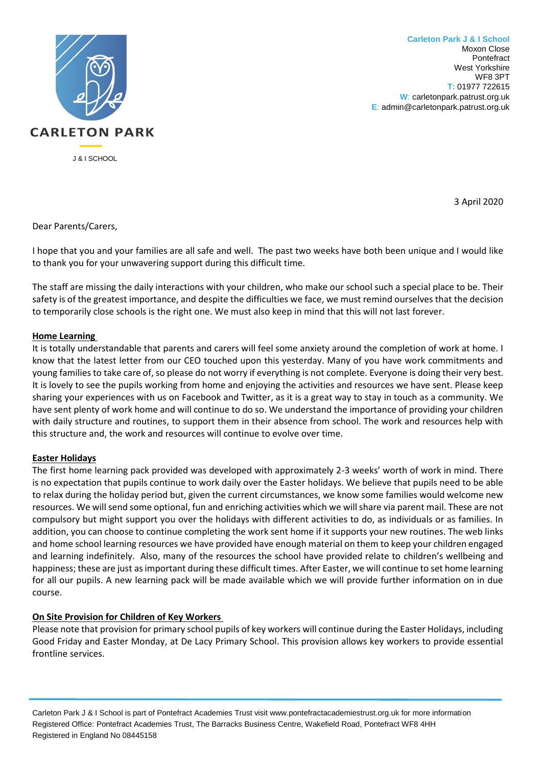**Carleton Park J & I School**
Moxon Close
Pontefract
West Yorkshire
WF8 3PT
T: 01977 722615
W: carletonpark.patrust.org.uk
E: admin@carletonpark.patrust.org.uk

CARLETON PARK
J & I SCHOOL

3 April 2020

Dear Parents/Carers,

I hope that you and your families are all safe and well. The past two weeks have both been unique and I would like to thank you for your unwavering support during this difficult time.

The staff are missing the daily interactions with your children, who make our school such a special place to be. Their safety is of the greatest importance, and despite the difficulties we face, we must remind ourselves that the decision to temporarily close schools is the right one. We must also keep in mind that this will not last forever.

**Home Learning**

It is totally understandable that parents and carers will feel some anxiety around the completion of work at home. I know that the latest letter from our CEO touched upon this yesterday. Many of you have work commitments and young families to take care of, so please do not worry if everything is not complete. Everyone is doing their very best. It is lovely to see the pupils working from home and enjoying the activities and resources we have sent. Please keep sharing your experiences with us on Facebook and Twitter, as it is a great way to stay in touch as a community. We have sent plenty of work home and will continue to do so. We understand the importance of providing your children with daily structure and routines, to support them in their absence from school. The work and resources help with this structure and, the work and resources will continue to evolve over time.

**Easter Holidays**

The first home learning pack provided was developed with approximately 2-3 weeks' worth of work in mind. There is no expectation that pupils continue to work daily over the Easter holidays. We believe that pupils need to be able to relax during the holiday period but, given the current circumstances, we know some families would welcome new resources. We will send some optional, fun and enriching activities which we will share via parent mail. These are not compulsory but might support you over the holidays with different activities to do, as individuals or as families. In addition, you can choose to continue completing the work sent home if it supports your new routines. The web links and home school learning resources we have provided have enough material on them to keep your children engaged and learning indefinitely. Also, many of the resources the school have provided relate to children's wellbeing and happiness; these are just as important during these difficult times. After Easter, we will continue to set home learning for all our pupils. A new learning pack will be made available which we will provide further information on in due course.

**On Site Provision for Children of Key Workers**

Please note that provision for primary school pupils of key workers will continue during the Easter Holidays, including Good Friday and Easter Monday, at De Lacy Primary School. This provision allows key workers to provide essential frontline services.

Carleton Park J & I School is part of Pontefract Academies Trust visit www.pontefractacademiestrust.org.uk for more information
Registered Office: Pontefract Academies Trust, The Barracks Business Centre, Wakefield Road, Pontefract WF8 4HH
Registered in England No 08445158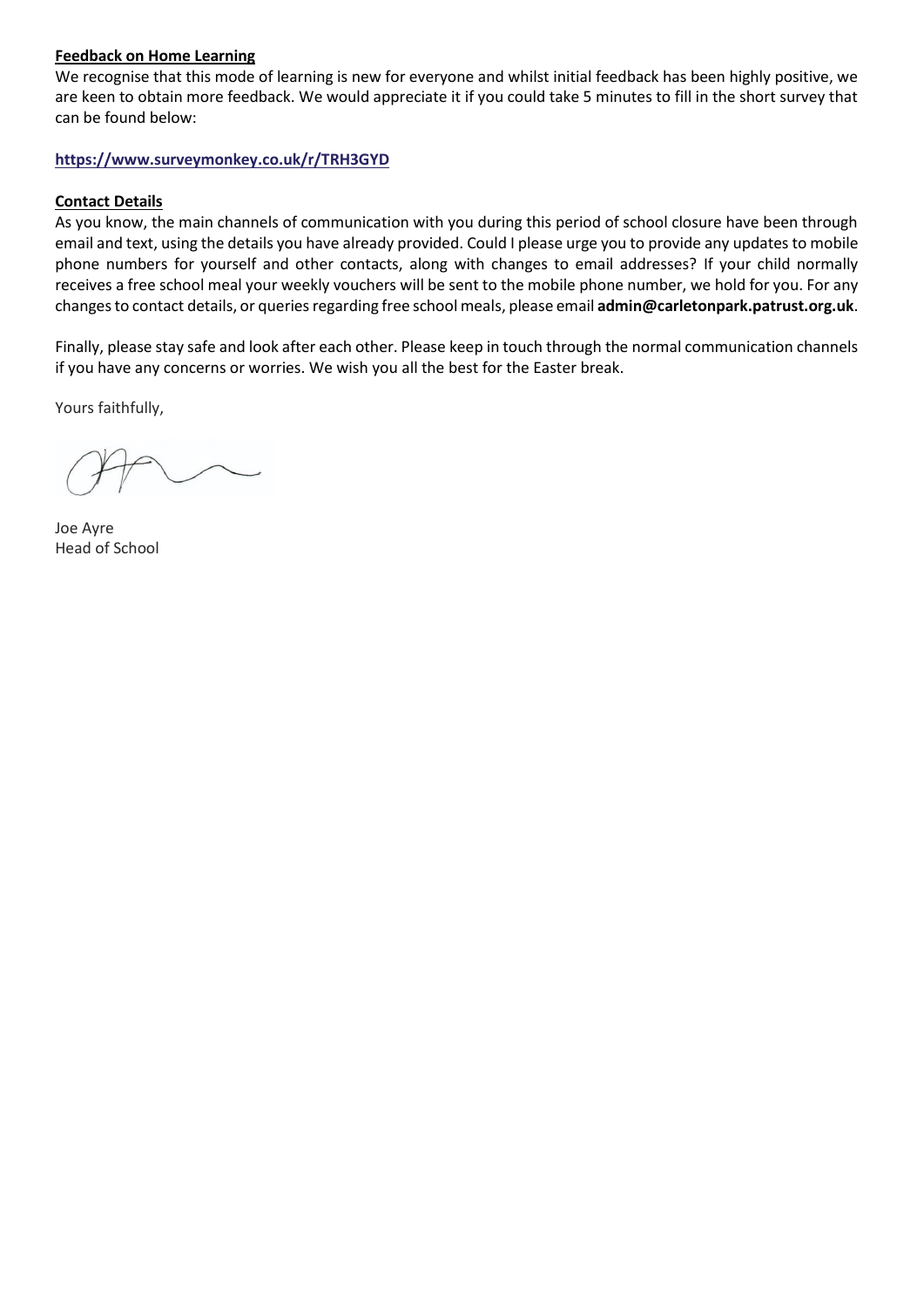**Feedback on Home Learning**

We recognise that this mode of learning is new for everyone and whilst initial feedback has been highly positive, we are keen to obtain more feedback. We would appreciate it if you could take 5 minutes to fill in the short survey that can be found below:

**https://www.surveymonkey.co.uk/r/TRH3GYD**

**Contact Details**

As you know, the main channels of communication with you during this period of school closure have been through email and text, using the details you have already provided. Could I please urge you to provide any updates to mobile phone numbers for yourself and other contacts, along with changes to email addresses? If your child normally receives a free school meal your weekly vouchers will be sent to the mobile phone number, we hold for you. For any changes to contact details, or queries regarding free school meals, please email **admin@carletonpark.patrust.org.uk**.

Finally, please stay safe and look after each other. Please keep in touch through the normal communication channels if you have any concerns or worries. We wish you all the best for the Easter break.

Yours faithfully,

Joe Ayre
Head of School